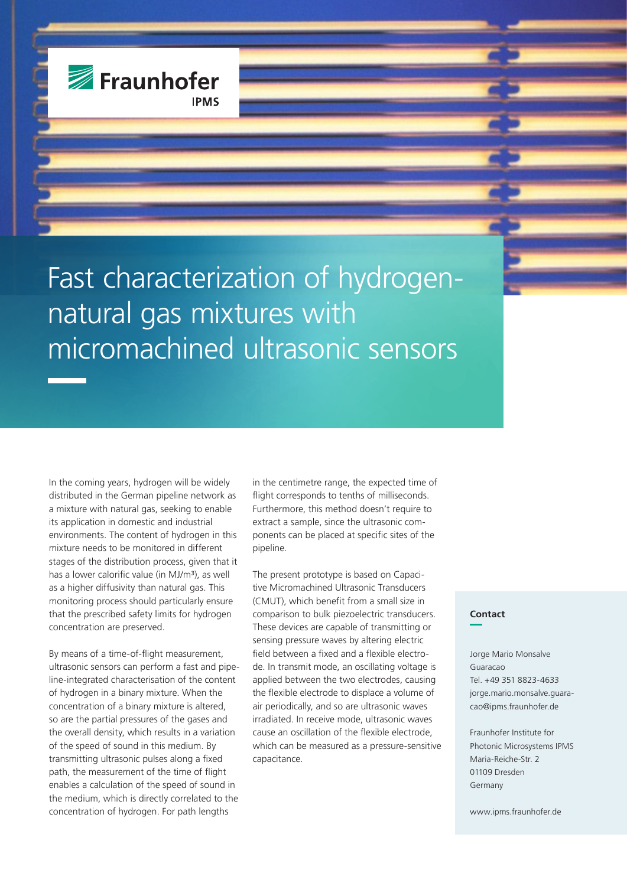Fraunhofer IPMS

# Fast characterization of hydrogen-natural gas mixtures with micromachined ultrasonic sensors

In the coming years, hydrogen will be widely distributed in the German pipeline network as a mixture with natural gas, seeking to enable its application in domestic and industrial environments. The content of hydrogen in this mixture needs to be monitored in different stages of the distribution process, given that it has a lower calorific value (in MJ/m³), as well as a higher diffusivity than natural gas. This monitoring process should particularly ensure that the prescribed safety limits for hydrogen concentration are preserved.

By means of a time-of-flight measurement, ultrasonic sensors can perform a fast and pipeline-integrated characterisation of the content of hydrogen in a binary mixture. When the concentration of a binary mixture is altered, so are the partial pressures of the gases and the overall density, which results in a variation of the speed of sound in this medium. By transmitting ultrasonic pulses along a fixed path, the measurement of the time of flight enables a calculation of the speed of sound in the medium, which is directly correlated to the concentration of hydrogen. For path lengths in the centimetre range, the expected time of flight corresponds to tenths of milliseconds. Furthermore, this method doesn't require to extract a sample, since the ultrasonic components can be placed at specific sites of the pipeline.

The present prototype is based on Capacitive Micromachined Ultrasonic Transducers (CMUT), which benefit from a small size in comparison to bulk piezoelectric transducers. These devices are capable of transmitting or sensing pressure waves by altering electric field between a fixed and a flexible electrode. In transmit mode, an oscillating voltage is applied between the two electrodes, causing the flexible electrode to displace a volume of air periodically, and so are ultrasonic waves irradiated. In receive mode, ultrasonic waves cause an oscillation of the flexible electrode, which can be measured as a pressure-sensitive capacitance.

**Contact**

Jorge Mario Monsalve Guaracao
Tel. +49 351 8823-4633
jorge.mario.monsalve.guaracao@ipms.fraunhofer.de

Fraunhofer Institute for Photonic Microsystems IPMS
Maria-Reiche-Str. 2
01109 Dresden
Germany

www.ipms.fraunhofer.de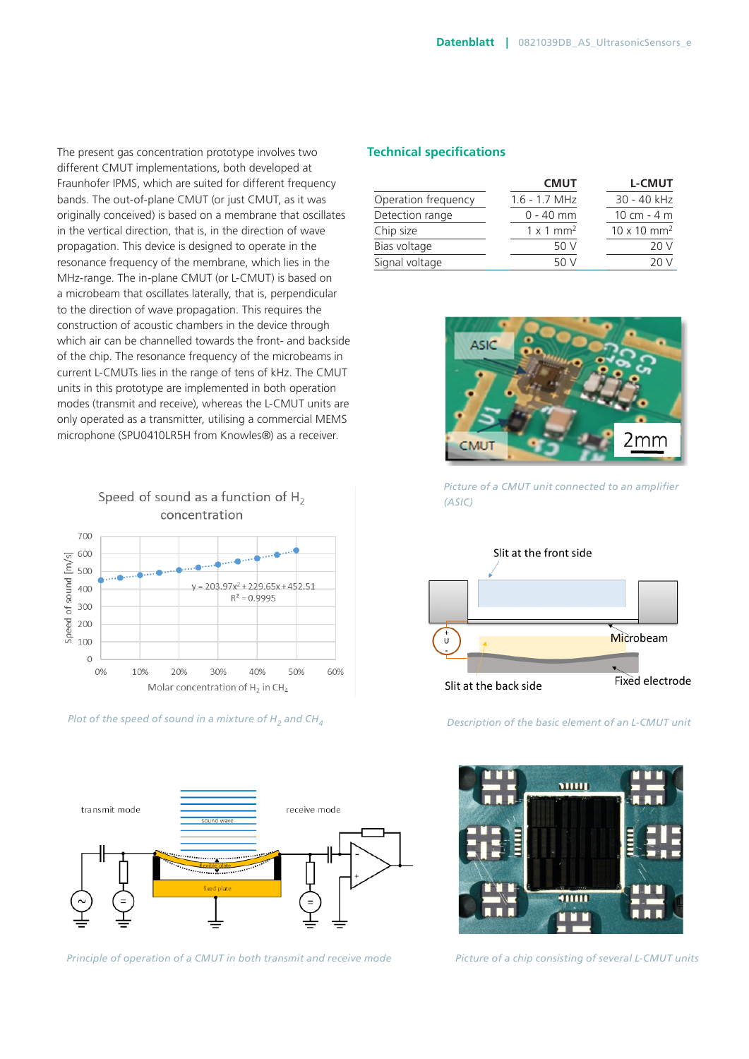The present gas concentration prototype involves two different CMUT implementations, both developed at Fraunhofer IPMS, which are suited for different frequency bands. The out-of-plane CMUT (or just CMUT, as it was originally conceived) is based on a membrane that oscillates in the vertical direction, that is, in the direction of wave propagation. This device is designed to operate in the resonance frequency of the membrane, which lies in the MHz-range. The in-plane CMUT (or L-CMUT) is based on a microbeam that oscillates laterally, that is, perpendicular to the direction of wave propagation. This requires the construction of acoustic chambers in the device through which air can be channelled towards the front- and backside of the chip. The resonance frequency of the microbeams in current L-CMUTs lies in the range of tens of kHz. The CMUT units in this prototype are implemented in both operation modes (transmit and receive), whereas the L-CMUT units are only operated as a transmitter, utilising a commercial MEMS microphone (SPU0410LR5H from Knowles®) as a receiver.

## Technical specifications

| | CMUT | L-CMUT |
|---|---|---|
| Operation frequency | 1.6 - 1.7 MHz | 30 - 40 kHz |
| Detection range | 0 - 40 mm | 10 cm - 4 m |
| Chip size | 1 x 1 mm² | 10 x 10 mm² |
| Bias voltage | 50 V | 20 V |
| Signal voltage | 50 V | 20 V |

ASIC
CMUT
2mm

*Picture of a CMUT unit connected to an amplifier (ASIC)*

Speed of sound as a function of $H_2$ concentration

700
600
500
400
300
200
100
0

Speed of sound [m/s]

0% 10% 20% 30% 40% 50% 60%

Molar concentration of $H_2$ in $CH_4$

$y = 203.97x^2 + 229.65x + 452.51$
$R^2 = 0.9995$

*Plot of the speed of sound in a mixture of $H_2$ and $CH_4$*

Slit at the front side
U
Microbeam
Slit at the back side
Fixed electrode

*Description of the basic element of an L-CMUT unit*

transmit mode
sound wave
receive mode
flexible plate
fixed plate

*Principle of operation of a CMUT in both transmit and receive mode*

*Picture of a chip consisting of several L-CMUT units*